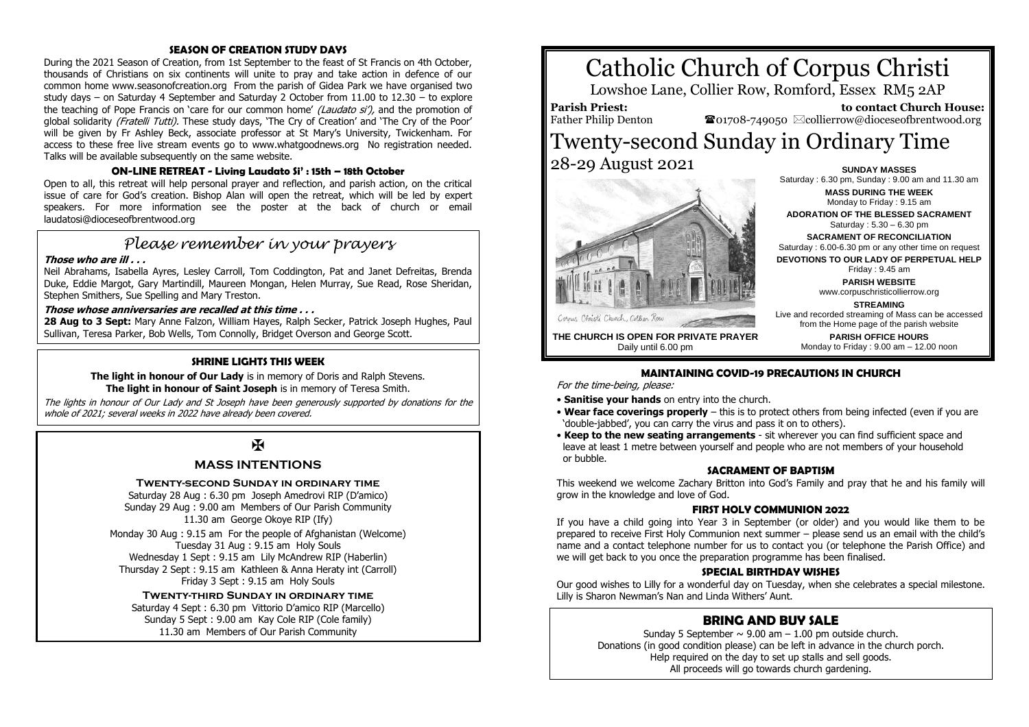### SEASON OF CREATION STUDY DAYS

During the 2021 Season of Creation, from 1st September to the feast of St Francis on 4th October, thousands of Christians on six continents will unite to pray and take action in defence of our common home www.seasonofcreation.org From the parish of Gidea Park we have organised two study days – on Saturday 4 September and Saturday 2 October from 11.00 to 12.30 – to explore the teaching of Pope Francis on 'care for our common home' *(Laudato si')*, and the promotion of global solidarity *(Fratelli Tutti)*. These study days, 'The Cry of Creation' and 'The Cry of the Poor' will be given by Fr Ashley Beck, associate professor at St Mary's University, Twickenham. For access to these free live stream events go to www.whatgoodnews.org No registration needed. Talks will be available subsequently on the same website.

### ON-LINE RETREAT - Living Laudato Si' : 15th – 18th October

Open to all, this retreat will help personal prayer and reflection, and parish action, on the critical issue of care for God's creation. Bishop Alan will open the retreat, which will be led by expert speakers. For more information see the poster at the back of church or email laudatosi@dioceseofbrentwood.org

## *Please remember in your prayers*

***Those who are ill . . .***

Neil Abrahams, Isabella Ayres, Lesley Carroll, Tom Coddington, Pat and Janet Defreitas, Brenda Duke, Eddie Margot, Gary Martindill, Maureen Mongan, Helen Murray, Sue Read, Rose Sheridan, Stephen Smithers, Sue Spelling and Mary Treston.

***Those whose anniversaries are recalled at this time . . .***

**28 Aug to 3 Sept:** Mary Anne Falzon, William Hayes, Ralph Secker, Patrick Joseph Hughes, Paul Sullivan, Teresa Parker, Bob Wells, Tom Connolly, Bridget Overson and George Scott.

### SHRINE LIGHTS THIS WEEK

**The light in honour of Our Lady** is in memory of Doris and Ralph Stevens.
**The light in honour of Saint Joseph** is in memory of Teresa Smith.

*The lights in honour of Our Lady and St Joseph have been generously supported by donations for the whole of 2021; several weeks in 2022 have already been covered.*

✠

### MASS INTENTIONS

**Twenty-second Sunday in ordinary time**

Saturday 28 Aug : 6.30 pm Joseph Amedrovi RIP (D'amico)
Sunday 29 Aug : 9.00 am Members of Our Parish Community
11.30 am George Okoye RIP (Ify)

Monday 30 Aug : 9.15 am For the people of Afghanistan (Welcome)
Tuesday 31 Aug : 9.15 am Holy Souls
Wednesday 1 Sept : 9.15 am Lily McAndrew RIP (Haberlin)
Thursday 2 Sept : 9.15 am Kathleen & Anna Heraty int (Carroll)
Friday 3 Sept : 9.15 am Holy Souls

**Twenty-third Sunday in ordinary time**

Saturday 4 Sept : 6.30 pm Vittorio D'amico RIP (Marcello)
Sunday 5 Sept : 9.00 am Kay Cole RIP (Cole family)
11.30 am Members of Our Parish Community

# Catholic Church of Corpus Christi

Lowshoe Lane, Collier Row, Romford, Essex RM5 2AP

**Parish Priest:** Father Philip Denton

**to contact Church House:** ☎01708-749050 ✉collierrow@dioceseofbrentwood.org

# Twenty-second Sunday in Ordinary Time

## 28-29 August 2021

Corpus Christi Church, Collier Row

**THE CHURCH IS OPEN FOR PRIVATE PRAYER**
Daily until 6.00 pm

**SUNDAY MASSES**
Saturday : 6.30 pm, Sunday : 9.00 am and 11.30 am

**MASS DURING THE WEEK**
Monday to Friday : 9.15 am

**ADORATION OF THE BLESSED SACRAMENT**
Saturday : 5.30 – 6.30 pm

**SACRAMENT OF RECONCILIATION**
Saturday : 6.00-6.30 pm or any other time on request

**DEVOTIONS TO OUR LADY OF PERPETUAL HELP**
Friday : 9.45 am

**PARISH WEBSITE**
www.corpuschristicollierrow.org

**STREAMING**
Live and recorded streaming of Mass can be accessed from the Home page of the parish website

**PARISH OFFICE HOURS**
Monday to Friday : 9.00 am – 12.00 noon

### MAINTAINING COVID-19 PRECAUTIONS IN CHURCH

*For the time-being, please:*

- **Sanitise your hands** on entry into the church.
- **Wear face coverings properly** – this is to protect others from being infected (even if you are 'double-jabbed', you can carry the virus and pass it on to others).
- **Keep to the new seating arrangements** - sit wherever you can find sufficient space and leave at least 1 metre between yourself and people who are not members of your household or bubble.

### SACRAMENT OF BAPTISM

This weekend we welcome Zachary Britton into God's Family and pray that he and his family will grow in the knowledge and love of God.

### FIRST HOLY COMMUNION 2022

If you have a child going into Year 3 in September (or older) and you would like them to be prepared to receive First Holy Communion next summer – please send us an email with the child's name and a contact telephone number for us to contact you (or telephone the Parish Office) and we will get back to you once the preparation programme has been finalised.

### SPECIAL BIRTHDAY WISHES

Our good wishes to Lilly for a wonderful day on Tuesday, when she celebrates a special milestone. Lilly is Sharon Newman's Nan and Linda Withers' Aunt.

## BRING AND BUY SALE

Sunday 5 September ~ 9.00 am – 1.00 pm outside church.
Donations (in good condition please) can be left in advance in the church porch.
Help required on the day to set up stalls and sell goods.
All proceeds will go towards church gardening.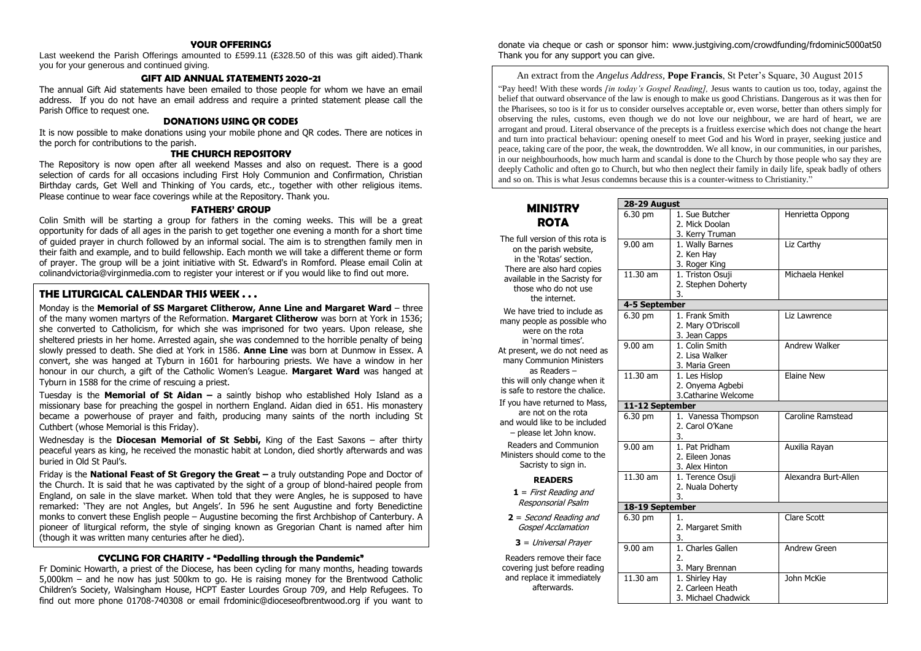## YOUR OFFERINGS

Last weekend the Parish Offerings amounted to £599.11 (£328.50 of this was gift aided).Thank you for your generous and continued giving.

## GIFT AID ANNUAL STATEMENTS 2020-21

The annual Gift Aid statements have been emailed to those people for whom we have an email address. If you do not have an email address and require a printed statement please call the Parish Office to request one.

## DONATIONS USING QR CODES

It is now possible to make donations using your mobile phone and QR codes. There are notices in the porch for contributions to the parish.

## THE CHURCH REPOSITORY

The Repository is now open after all weekend Masses and also on request. There is a good selection of cards for all occasions including First Holy Communion and Confirmation, Christian Birthday cards, Get Well and Thinking of You cards, etc., together with other religious items. Please continue to wear face coverings while at the Repository. Thank you.

## FATHERS' GROUP

Colin Smith will be starting a group for fathers in the coming weeks. This will be a great opportunity for dads of all ages in the parish to get together one evening a month for a short time of guided prayer in church followed by an informal social. The aim is to strengthen family men in their faith and example, and to build fellowship. Each month we will take a different theme or form of prayer. The group will be a joint initiative with St. Edward's in Romford. Please email Colin at colinandvictoria@virginmedia.com to register your interest or if you would like to find out more.

## THE LITURGICAL CALENDAR THIS WEEK . . .

Monday is the **Memorial of SS Margaret Clitherow, Anne Line and Margaret Ward** – three of the many women martyrs of the Reformation. **Margaret Clitherow** was born at York in 1536; she converted to Catholicism, for which she was imprisoned for two years. Upon release, she sheltered priests in her home. Arrested again, she was condemned to the horrible penalty of being slowly pressed to death. She died at York in 1586. **Anne Line** was born at Dunmow in Essex. A convert, she was hanged at Tyburn in 1601 for harbouring priests. We have a window in her honour in our church, a gift of the Catholic Women's League. **Margaret Ward** was hanged at Tyburn in 1588 for the crime of rescuing a priest.

Tuesday is the **Memorial of St Aidan –** a saintly bishop who established Holy Island as a missionary base for preaching the gospel in northern England. Aidan died in 651. His monastery became a powerhouse of prayer and faith, producing many saints of the north including St Cuthbert (whose Memorial is this Friday).

Wednesday is the **Diocesan Memorial of St Sebbi,** King of the East Saxons – after thirty peaceful years as king, he received the monastic habit at London, died shortly afterwards and was buried in Old St Paul's.

Friday is the **National Feast of St Gregory the Great –** a truly outstanding Pope and Doctor of the Church. It is said that he was captivated by the sight of a group of blond-haired people from England, on sale in the slave market. When told that they were Angles, he is supposed to have remarked: 'They are not Angles, but Angels'. In 596 he sent Augustine and forty Benedictine monks to convert these English people – Augustine becoming the first Archbishop of Canterbury. A pioneer of liturgical reform, the style of singing known as Gregorian Chant is named after him (though it was written many centuries after he died).

## CYCLING FOR CHARITY - "Pedalling through the Pandemic"

Fr Dominic Howarth, a priest of the Diocese, has been cycling for many months, heading towards 5,000km – and he now has just 500km to go. He is raising money for the Brentwood Catholic Children's Society, Walsingham House, HCPT Easter Lourdes Group 709, and Help Refugees. To find out more phone 01708-740308 or email frdominic@dioceseofbrentwood.org if you want to donate via cheque or cash or sponsor him: www.justgiving.com/crowdfunding/frdominic5000at50 Thank you for any support you can give.

An extract from the *Angelus Address*, **Pope Francis**, St Peter's Square, 30 August 2015

"Pay heed! With these words *[in today's Gospel Reading],* Jesus wants to caution us too, today, against the belief that outward observance of the law is enough to make us good Christians. Dangerous as it was then for the Pharisees, so too is it for us to consider ourselves acceptable or, even worse, better than others simply for observing the rules, customs, even though we do not love our neighbour, we are hard of heart, we are arrogant and proud. Literal observance of the precepts is a fruitless exercise which does not change the heart and turn into practical behaviour: opening oneself to meet God and his Word in prayer, seeking justice and peace, taking care of the poor, the weak, the downtrodden. We all know, in our communities, in our parishes, in our neighbourhoods, how much harm and scandal is done to the Church by those people who say they are deeply Catholic and often go to Church, but who then neglect their family in daily life, speak badly of others and so on. This is what Jesus condemns because this is a counter-witness to Christianity."

## MINISTRY ROTA

The full version of this rota is on the parish website, in the 'Rotas' section. There are also hard copies available in the Sacristy for those who do not use the internet.

We have tried to include as many people as possible who were on the rota in 'normal times'. At present, we do not need as many Communion Ministers as Readers – this will only change when it is safe to restore the chalice.

If you have returned to Mass, are not on the rota and would like to be included – please let John know.

Readers and Communion Ministers should come to the Sacristy to sign in.

**READERS**

**1** = *First Reading and Responsorial Psalm*

**2** = *Second Reading and Gospel Acclamation*

**3** = *Universal Prayer*

Readers remove their face covering just before reading and replace it immediately afterwards.

| | | |
|---|---|---|
| **28-29 August** | | |
| 6.30 pm | 1. Sue Butcher<br>2. Mick Doolan<br>3. Kerry Truman | Henrietta Oppong |
| 9.00 am | 1. Wally Barnes<br>2. Ken Hay<br>3. Roger King | Liz Carthy |
| 11.30 am | 1. Triston Osuji<br>2. Stephen Doherty<br>3. | Michaela Henkel |
| **4-5 September** | | |
| 6.30 pm | 1. Frank Smith<br>2. Mary O'Driscoll<br>3. Jean Capps | Liz Lawrence |
| 9.00 am | 1. Colin Smith<br>2. Lisa Walker<br>3. Maria Green | Andrew Walker |
| 11.30 am | 1. Les Hislop<br>2. Onyema Agbebi<br>3.Catharine Welcome | Elaine New |
| **11-12 September** | | |
| 6.30 pm | 1. Vanessa Thompson<br>2. Carol O'Kane<br>3. | Caroline Ramstead |
| 9.00 am | 1. Pat Pridham<br>2. Eileen Jonas<br>3. Alex Hinton | Auxilia Rayan |
| 11.30 am | 1. Terence Osuji<br>2. Nuala Doherty<br>3. | Alexandra Burt-Allen |
| **18-19 September** | | |
| 6.30 pm | 1.<br>2. Margaret Smith<br>3. | Clare Scott |
| 9.00 am | 1. Charles Gallen<br>2.<br>3. Mary Brennan | Andrew Green |
| 11.30 am | 1. Shirley Hay<br>2. Carleen Heath<br>3. Michael Chadwick | John McKie |